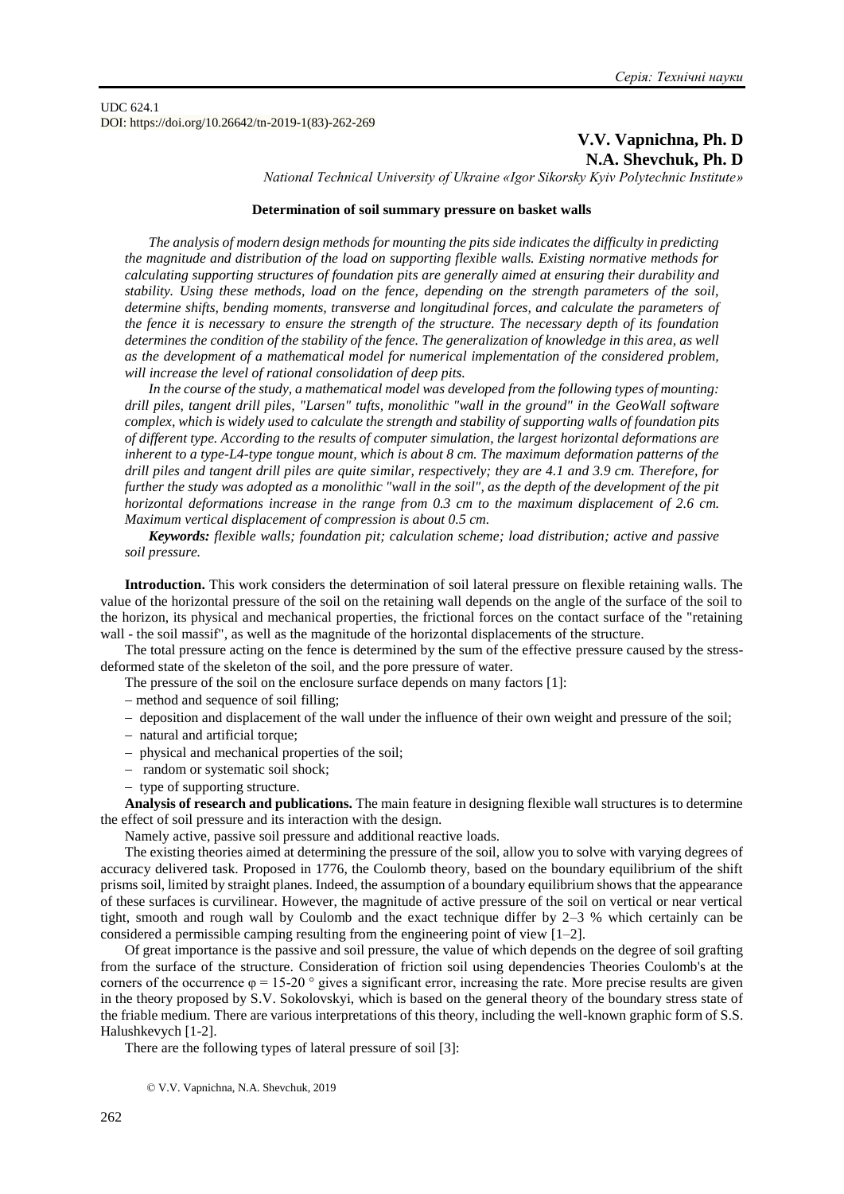UDC 624.1
DOI: https://doi.org/10.26642/tn-2019-1(83)-262-269

**V.V. Vapnichna, Ph. D**
**N.A. Shevchuk, Ph. D**

*National Technical University of Ukraine «Igor Sikorsky Kyiv Polytechnic Institute»*

## Determination of soil summary pressure on basket walls

*The analysis of modern design methods for mounting the pits side indicates the difficulty in predicting the magnitude and distribution of the load on supporting flexible walls. Existing normative methods for calculating supporting structures of foundation pits are generally aimed at ensuring their durability and stability. Using these methods, load on the fence, depending on the strength parameters of the soil, determine shifts, bending moments, transverse and longitudinal forces, and calculate the parameters of the fence it is necessary to ensure the strength of the structure. The necessary depth of its foundation determines the condition of the stability of the fence. The generalization of knowledge in this area, as well as the development of a mathematical model for numerical implementation of the considered problem, will increase the level of rational consolidation of deep pits.*

*In the course of the study, a mathematical model was developed from the following types of mounting: drill piles, tangent drill piles, "Larsen" tufts, monolithic "wall in the ground" in the GeoWall software complex, which is widely used to calculate the strength and stability of supporting walls of foundation pits of different type. According to the results of computer simulation, the largest horizontal deformations are inherent to a type-L4-type tongue mount, which is about 8 cm. The maximum deformation patterns of the drill piles and tangent drill piles are quite similar, respectively; they are 4.1 and 3.9 cm. Therefore, for further the study was adopted as a monolithic "wall in the soil", as the depth of the development of the pit horizontal deformations increase in the range from 0.3 cm to the maximum displacement of 2.6 cm. Maximum vertical displacement of compression is about 0.5 cm.*

***Keywords:** flexible walls; foundation pit; calculation scheme; load distribution; active and passive soil pressure.*

**Introduction.** This work considers the determination of soil lateral pressure on flexible retaining walls. The value of the horizontal pressure of the soil on the retaining wall depends on the angle of the surface of the soil to the horizon, its physical and mechanical properties, the frictional forces on the contact surface of the "retaining wall - the soil massif", as well as the magnitude of the horizontal displacements of the structure.

The total pressure acting on the fence is determined by the sum of the effective pressure caused by the stress-deformed state of the skeleton of the soil, and the pore pressure of water.

The pressure of the soil on the enclosure surface depends on many factors [1]:

- method and sequence of soil filling;
- deposition and displacement of the wall under the influence of their own weight and pressure of the soil;
- natural and artificial torque;
- physical and mechanical properties of the soil;
- random or systematic soil shock;
- type of supporting structure.

**Analysis of research and publications.** The main feature in designing flexible wall structures is to determine the effect of soil pressure and its interaction with the design.

Namely active, passive soil pressure and additional reactive loads.

The existing theories aimed at determining the pressure of the soil, allow you to solve with varying degrees of accuracy delivered task. Proposed in 1776, the Coulomb theory, based on the boundary equilibrium of the shift prisms soil, limited by straight planes. Indeed, the assumption of a boundary equilibrium shows that the appearance of these surfaces is curvilinear. However, the magnitude of active pressure of the soil on vertical or near vertical tight, smooth and rough wall by Coulomb and the exact technique differ by 2–3 % which certainly can be considered a permissible camping resulting from the engineering point of view [1–2].

Of great importance is the passive and soil pressure, the value of which depends on the degree of soil grafting from the surface of the structure. Consideration of friction soil using dependencies Theories Coulomb's at the corners of the occurrence $\varphi = 15\text{-}20\,°$ gives a significant error, increasing the rate. More precise results are given in the theory proposed by S.V. Sokolovskyi, which is based on the general theory of the boundary stress state of the friable medium. There are various interpretations of this theory, including the well-known graphic form of S.S. Halushkevych [1-2].

There are the following types of lateral pressure of soil [3]:

© V.V. Vapnichna, N.A. Shevchuk, 2019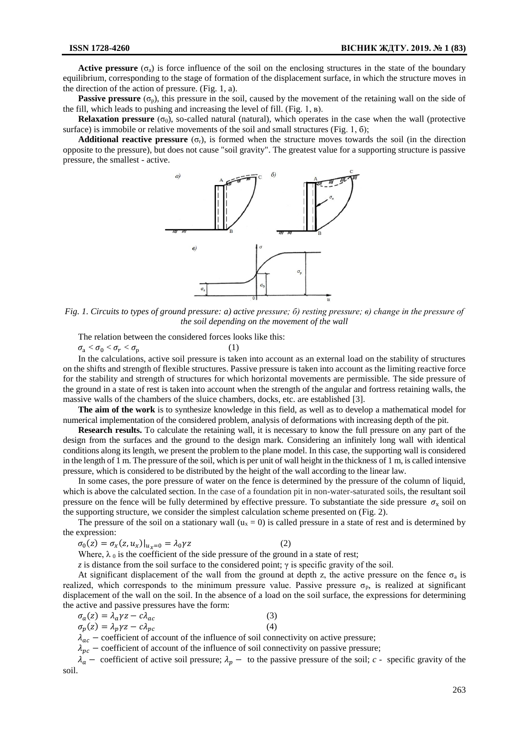**Active pressure** ($\sigma_a$) is force influence of the soil on the enclosing structures in the state of the boundary equilibrium, corresponding to the stage of formation of the displacement surface, in which the structure moves in the direction of the action of pressure. (Fig. 1, a).

**Passive pressure** ($\sigma_p$), this pressure in the soil, caused by the movement of the retaining wall on the side of the fill, which leads to pushing and increasing the level of fill. (Fig. 1, в).

**Relaxation pressure** ($\sigma_0$), so-called natural (natural), which operates in the case when the wall (protective surface) is immobile or relative movements of the soil and small structures (Fig. 1, б);

**Additional reactive pressure** ($\sigma_r$), is formed when the structure moves towards the soil (in the direction opposite to the pressure), but does not cause "soil gravity". The greatest value for a supporting structure is passive pressure, the smallest - active.

*Fig. 1. Circuits to types of ground pressure: а) active pressure; б) resting pressure; в) change in the pressure of the soil depending on the movement of the wall*

The relation between the considered forces looks like this:

$$\sigma_a < \sigma_0 < \sigma_r < \sigma_p \tag{1}$$

In the calculations, active soil pressure is taken into account as an external load on the stability of structures on the shifts and strength of flexible structures. Passive pressure is taken into account as the limiting reactive force for the stability and strength of structures for which horizontal movements are permissible. The side pressure of the ground in a state of rest is taken into account when the strength of the angular and fortress retaining walls, the massive walls of the chambers of the sluice chambers, docks, etc. are established [3].

**The aim of the work** is to synthesize knowledge in this field, as well as to develop a mathematical model for numerical implementation of the considered problem, analysis of deformations with increasing depth of the pit.

**Research results.** To calculate the retaining wall, it is necessary to know the full pressure on any part of the design from the surfaces and the ground to the design mark. Considering an infinitely long wall with identical conditions along its length, we present the problem to the plane model. In this case, the supporting wall is considered in the length of 1 m. The pressure of the soil, which is per unit of wall height in the thickness of 1 m, is called intensive pressure, which is considered to be distributed by the height of the wall according to the linear law.

In some cases, the pore pressure of water on the fence is determined by the pressure of the column of liquid, which is above the calculated section. In the case of a foundation pit in non-water-saturated soils, the resultant soil pressure on the fence will be fully determined by effective pressure. To substantiate the side pressure $\sigma_x$ soil on the supporting structure, we consider the simplest calculation scheme presented on (Fig. 2).

The pressure of the soil on a stationary wall ($u_x = 0$) is called pressure in a state of rest and is determined by the expression:

$$\sigma_0(z) = \sigma_x(z, u_x)|_{u_x=0} = \lambda_0 \gamma z \tag{2}$$

Where, $\lambda_0$ is the coefficient of the side pressure of the ground in a state of rest;

$z$ is distance from the soil surface to the considered point; $\gamma$ is specific gravity of the soil.

At significant displacement of the wall from the ground at depth $z$, the active pressure on the fence $\sigma_a$ is realized, which corresponds to the minimum pressure value. Passive pressure $\sigma_p$, is realized at significant displacement of the wall on the soil. In the absence of a load on the soil surface, the expressions for determining the active and passive pressures have the form:

$$\sigma_a(z) = \lambda_a \gamma z - c\lambda_{ac} \tag{3}$$

$$\sigma_p(z) = \lambda_p \gamma z - c\lambda_{pc} \tag{4}$$

$\lambda_{ac}$ – coefficient of account of the influence of soil connectivity on active pressure;

$\lambda_{pc}$ – coefficient of account of the influence of soil connectivity on passive pressure;

$\lambda_a$ – coefficient of active soil pressure; $\lambda_p$ – to the passive pressure of the soil; $c$ - specific gravity of the soil.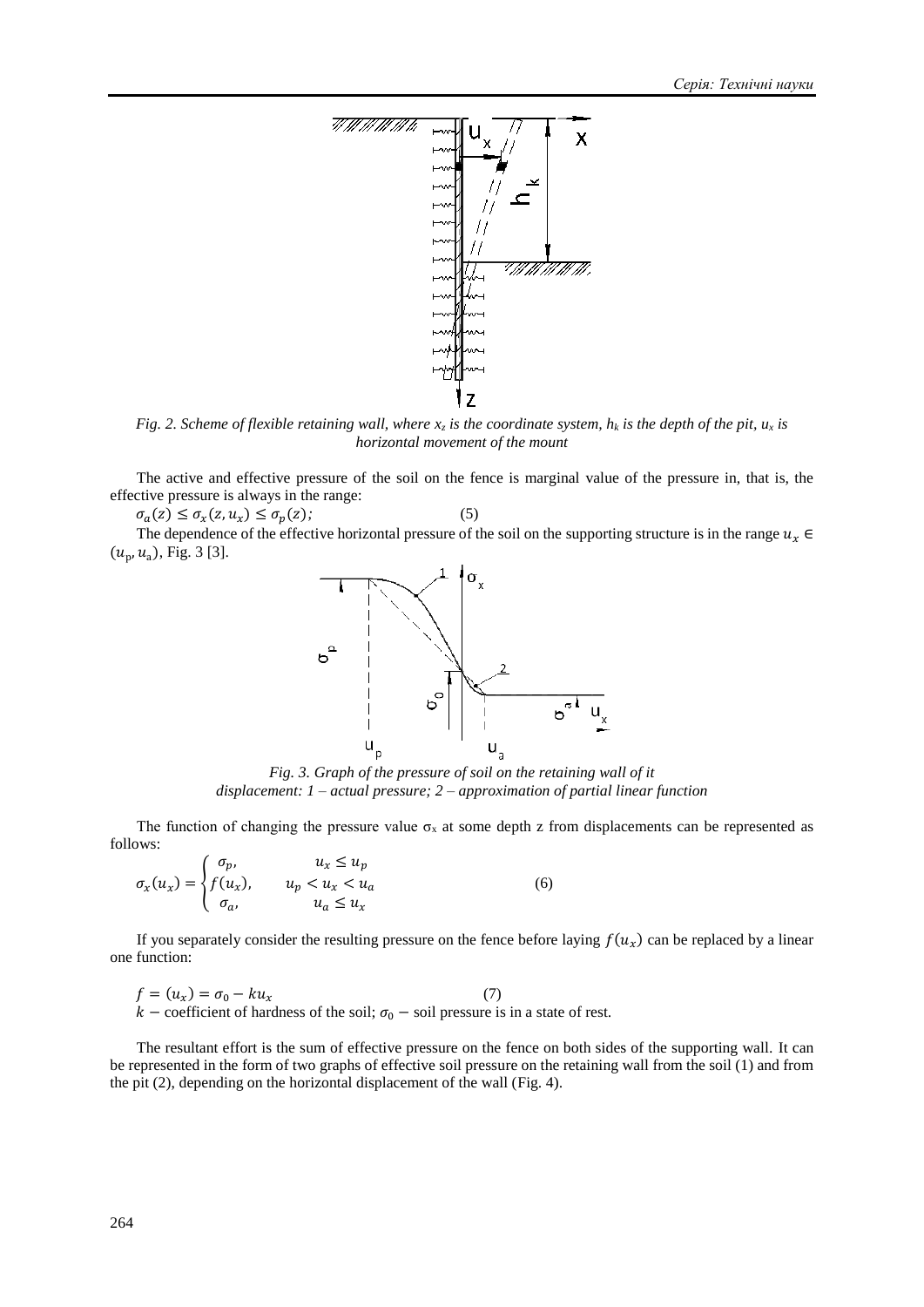*Fig. 2. Scheme of flexible retaining wall, where $x_z$ is the coordinate system, $h_k$ is the depth of the pit, $u_x$ is horizontal movement of the mount*

The active and effective pressure of the soil on the fence is marginal value of the pressure in, that is, the effective pressure is always in the range:

$$\sigma_a(z) \leq \sigma_x(z, u_x) \leq \sigma_p(z); \qquad (5)$$

The dependence of the effective horizontal pressure of the soil on the supporting structure is in the range $u_x \in (u_p, u_a)$, Fig. 3 [3].

*Fig. 3. Graph of the pressure of soil on the retaining wall of it displacement: 1 – actual pressure; 2 – approximation of partial linear function*

The function of changing the pressure value $\sigma_x$ at some depth z from displacements can be represented as follows:

$$\sigma_x(u_x) = \begin{cases} \sigma_p, & u_x \leq u_p \\ f(u_x), & u_p < u_x < u_a \\ \sigma_a, & u_a \leq u_x \end{cases} \qquad (6)$$

If you separately consider the resulting pressure on the fence before laying $f(u_x)$ can be replaced by a linear one function:

$$f = (u_x) = \sigma_0 - k u_x \qquad (7)$$

$k$ – coefficient of hardness of the soil; $\sigma_0$ – soil pressure is in a state of rest.

The resultant effort is the sum of effective pressure on the fence on both sides of the supporting wall. It can be represented in the form of two graphs of effective soil pressure on the retaining wall from the soil (1) and from the pit (2), depending on the horizontal displacement of the wall (Fig. 4).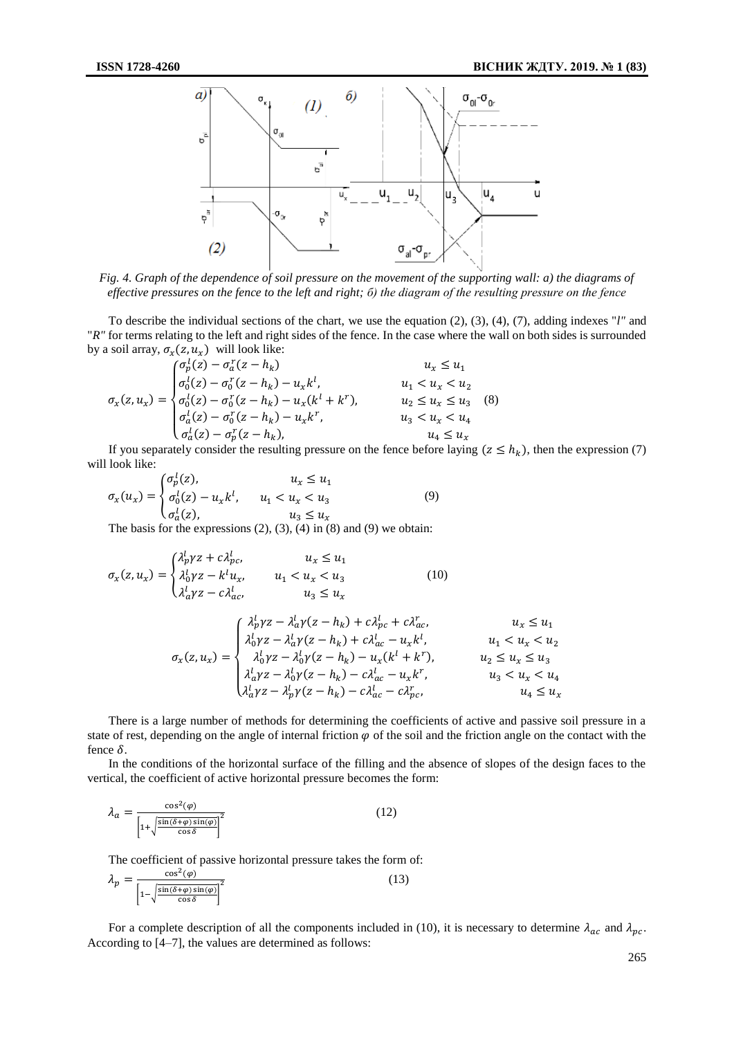Fig. 4. Graph of the dependence of soil pressure on the movement of the supporting wall: a) the diagrams of effective pressures on the fence to the left and right; б) the diagram of the resulting pressure on the fence

To describe the individual sections of the chart, we use the equation (2), (3), (4), (7), adding indexes "$l$" and "$R$" for terms relating to the left and right sides of the fence. In the case where the wall on both sides is surrounded by a soil array, $\sigma_x(z, u_x)$ will look like:

$$\sigma_x(z,u_x) = \begin{cases} \sigma_p^l(z) - \sigma_a^r(z-h_k) & u_x \le u_1 \\ \sigma_0^l(z) - \sigma_0^r(z-h_k) - u_x k^l, & u_1 < u_x < u_2 \\ \sigma_0^l(z) - \sigma_0^r(z-h_k) - u_x(k^l + k^r), & u_2 \le u_x \le u_3 \\ \sigma_a^l(z) - \sigma_0^r(z-h_k) - u_x k^r, & u_3 < u_x < u_4 \\ \sigma_a^l(z) - \sigma_p^r(z-h_k), & u_4 \le u_x \end{cases} \quad (8)$$

If you separately consider the resulting pressure on the fence before laying ($z \le h_k$), then the expression (7) will look like:

$$\sigma_x(u_x) = \begin{cases} \sigma_p^l(z), & u_x \le u_1 \\ \sigma_0^l(z) - u_x k^l, & u_1 < u_x < u_3 \\ \sigma_a^l(z), & u_3 \le u_x \end{cases} \quad (9)$$

The basis for the expressions (2), (3), (4) in (8) and (9) we obtain:

$$\sigma_x(z,u_x) = \begin{cases} \lambda_p^l \gamma z + c\lambda_{pc}^l, & u_x \le u_1 \\ \lambda_0^l \gamma z - k^l u_x, & u_1 < u_x < u_3 \\ \lambda_a^l \gamma z - c\lambda_{ac}^l, & u_3 \le u_x \end{cases} \quad (10)$$

$$\sigma_x(z,u_x) = \begin{cases} \lambda_p^l \gamma z - \lambda_a^l \gamma(z-h_k) + c\lambda_{pc}^l + c\lambda_{ac}^r, & u_x \le u_1 \\ \lambda_0^l \gamma z - \lambda_a^l \gamma(z-h_k) + c\lambda_{ac}^l - u_x k^l, & u_1 < u_x < u_2 \\ \lambda_0^l \gamma z - \lambda_0^l \gamma(z-h_k) - u_x(k^l + k^r), & u_2 \le u_x \le u_3 \\ \lambda_a^l \gamma z - \lambda_0^l \gamma(z-h_k) - c\lambda_{ac}^l - u_x k^r, & u_3 < u_x < u_4 \\ \lambda_a^l \gamma z - \lambda_p^l \gamma(z-h_k) - c\lambda_{ac}^l - c\lambda_{pc}^r, & u_4 \le u_x \end{cases}$$

There is a large number of methods for determining the coefficients of active and passive soil pressure in a state of rest, depending on the angle of internal friction $\varphi$ of the soil and the friction angle on the contact with the fence $\delta$.

In the conditions of the horizontal surface of the filling and the absence of slopes of the design faces to the vertical, the coefficient of active horizontal pressure becomes the form:

$$\lambda_a = \frac{\cos^2(\varphi)}{\left[1+\sqrt{\frac{\sin(\delta+\varphi)\sin(\varphi)}{\cos\delta}}\right]^2} \quad (12)$$

The coefficient of passive horizontal pressure takes the form of:

$$\lambda_p = \frac{\cos^2(\varphi)}{\left[1-\sqrt{\frac{\sin(\delta+\varphi)\sin(\varphi)}{\cos\delta}}\right]^2} \quad (13)$$

For a complete description of all the components included in (10), it is necessary to determine $\lambda_{ac}$ and $\lambda_{pc}$. According to [4–7], the values are determined as follows: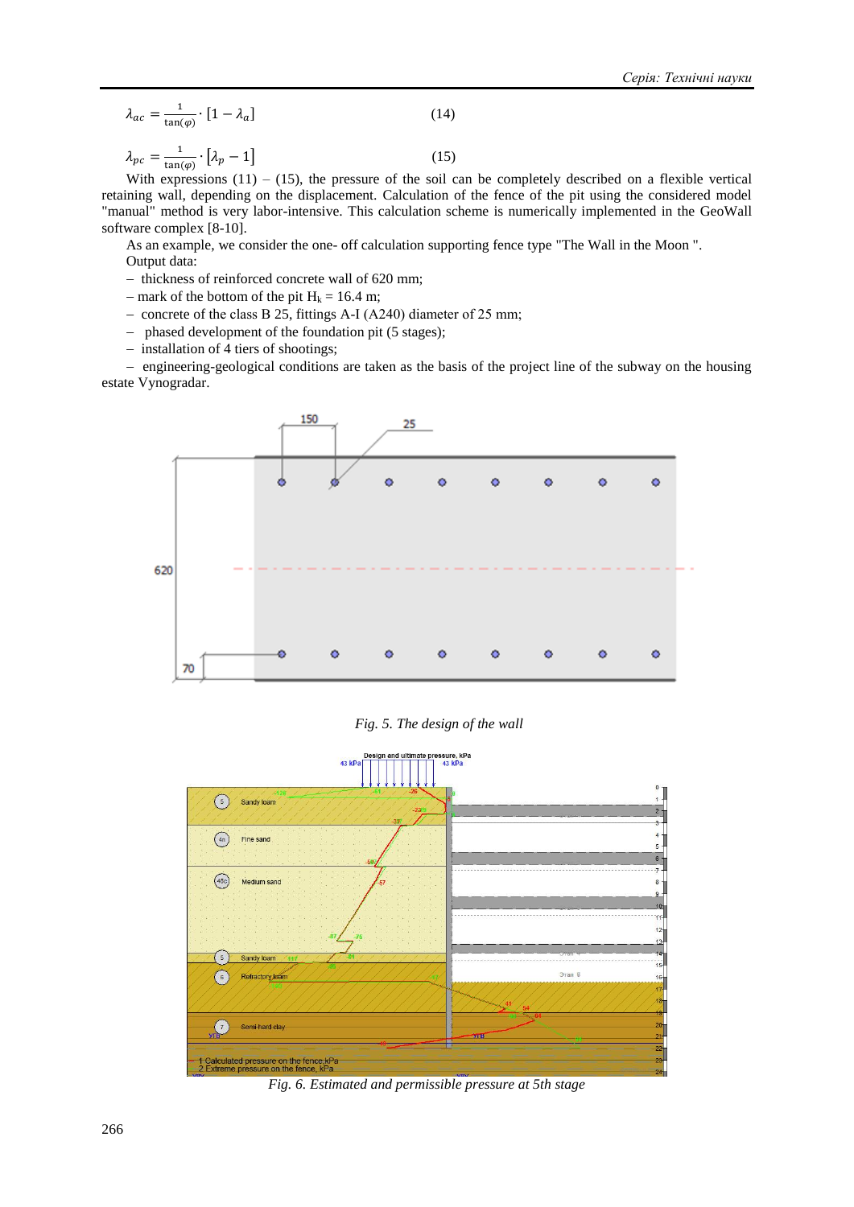$$\lambda_{ac} = \frac{1}{\tan(\varphi)} \cdot [1 - \lambda_a] \tag{14}$$

$$\lambda_{pc} = \frac{1}{\tan(\varphi)} \cdot [\lambda_p - 1] \tag{15}$$

With expressions (11) – (15), the pressure of the soil can be completely described on a flexible vertical retaining wall, depending on the displacement. Calculation of the fence of the pit using the considered model "manual" method is very labor-intensive. This calculation scheme is numerically implemented in the GeoWall software complex [8-10].

As an example, we consider the one- off calculation supporting fence type "The Wall in the Moon ".

Output data:

- thickness of reinforced concrete wall of 620 mm;
- mark of the bottom of the pit $H_k$ = 16.4 m;
- concrete of the class B 25, fittings A-I (A240) diameter of 25 mm;
- phased development of the foundation pit (5 stages);
- installation of 4 tiers of shootings;
- engineering-geological conditions are taken as the basis of the project line of the subway on the housing estate Vynogradar.

*Fig. 5. The design of the wall*

*Fig. 6. Estimated and permissible pressure at 5th stage*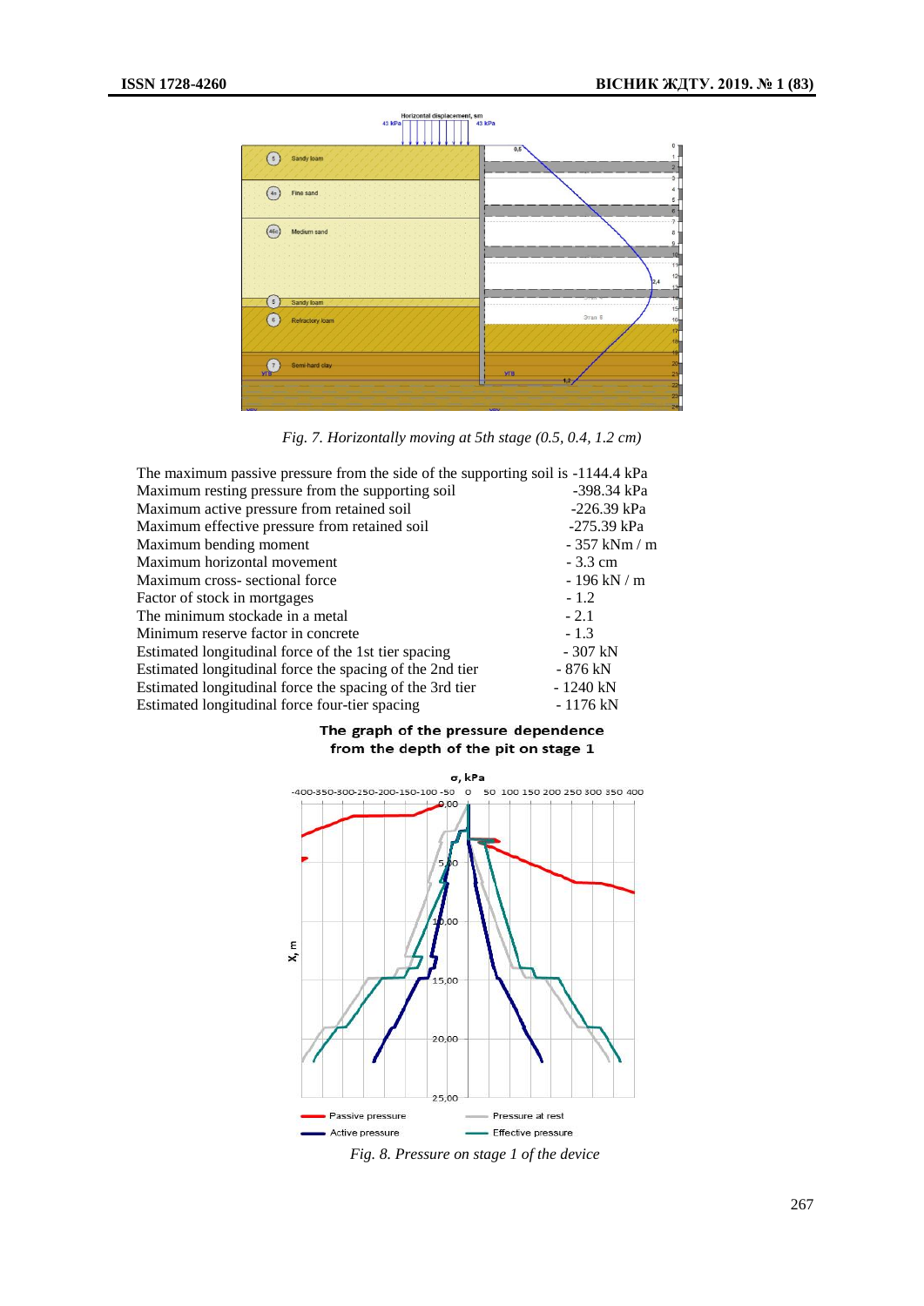*Fig. 7. Horizontally moving at 5th stage (0.5, 0.4, 1.2 cm)*

| | |
|---|---|
| The maximum passive pressure from the side of the supporting soil is | -1144.4 kPa |
| Maximum resting pressure from the supporting soil | -398.34 kPa |
| Maximum active pressure from retained soil | -226.39 kPa |
| Maximum effective pressure from retained soil | -275.39 kPa |
| Maximum bending moment | - 357 kNm / m |
| Maximum horizontal movement | - 3.3 cm |
| Maximum cross- sectional force | - 196 kN / m |
| Factor of stock in mortgages | - 1.2 |
| The minimum stockade in a metal | - 2.1 |
| Minimum reserve factor in concrete | - 1.3 |
| Estimated longitudinal force of the 1st tier spacing | - 307 kN |
| Estimated longitudinal force the spacing of the 2nd tier | - 876 kN |
| Estimated longitudinal force the spacing of the 3rd tier | - 1240 kN |
| Estimated longitudinal force four-tier spacing | - 1176 kN |

**The graph of the pressure dependence from the depth of the pit on stage 1**

*Fig. 8. Pressure on stage 1 of the device*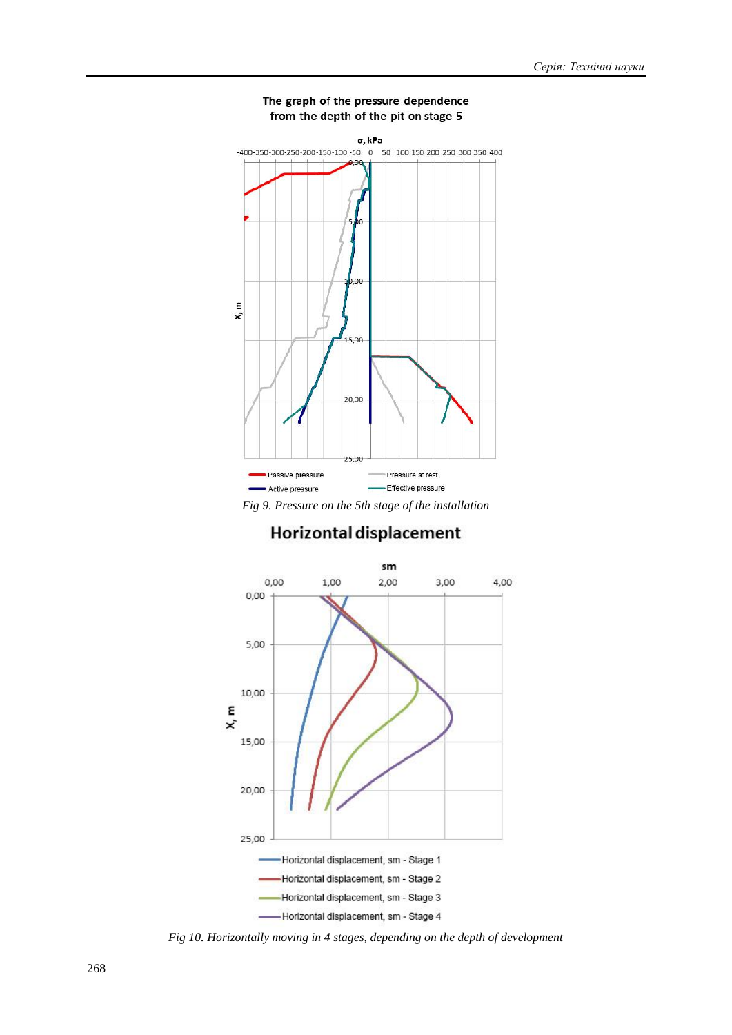Fig 9. Pressure on the 5th stage of the installation

Fig 10. Horizontally moving in 4 stages, depending on the depth of development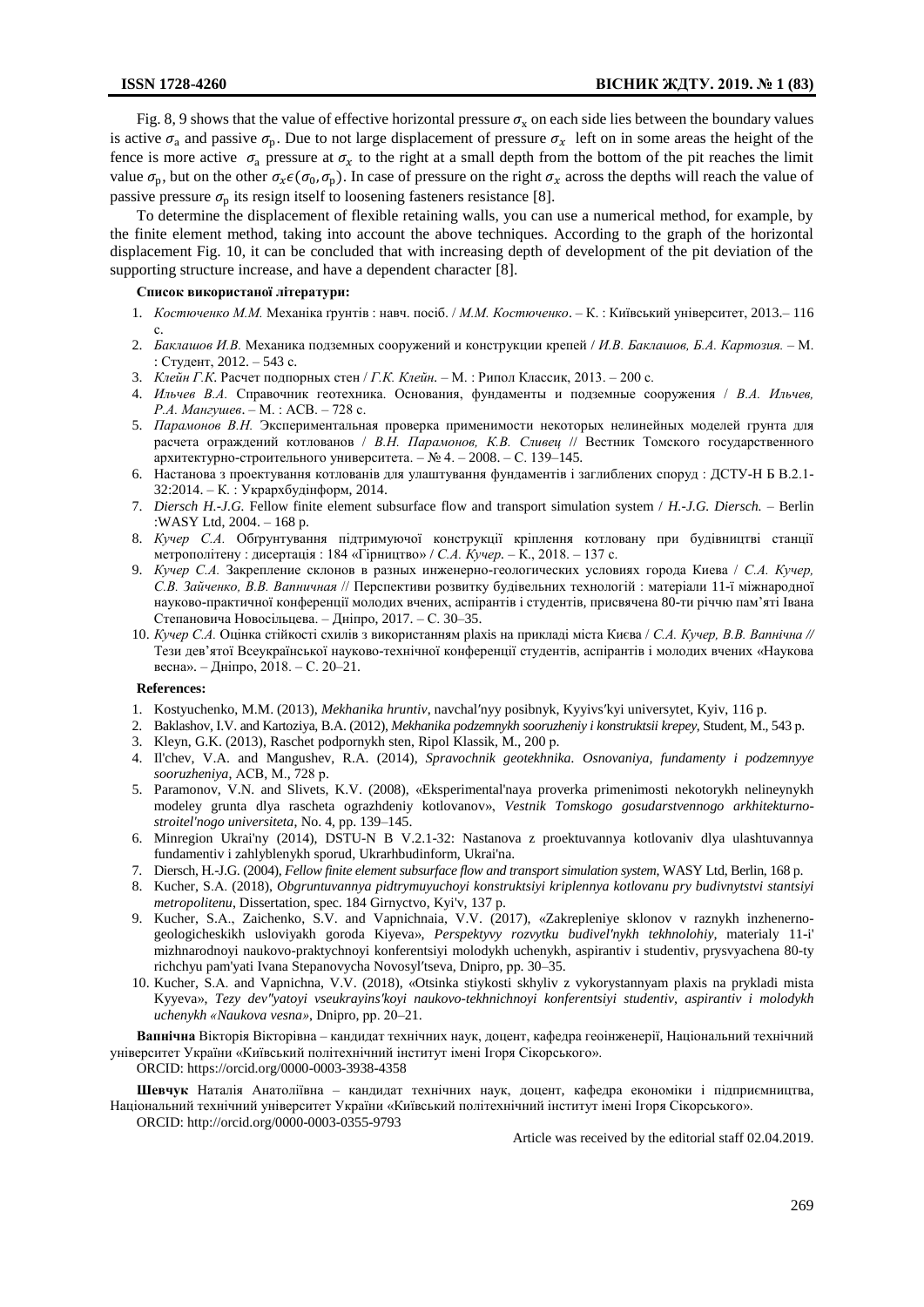Fig. 8, 9 shows that the value of effective horizontal pressure $\sigma_x$ on each side lies between the boundary values is active $\sigma_a$ and passive $\sigma_p$. Due to not large displacement of pressure $\sigma_x$ left on in some areas the height of the fence is more active $\sigma_a$ pressure at $\sigma_x$ to the right at a small depth from the bottom of the pit reaches the limit value $\sigma_p$, but on the other $\sigma_x \epsilon (\sigma_0, \sigma_p)$. In case of pressure on the right $\sigma_x$ across the depths will reach the value of passive pressure $\sigma_p$ its resign itself to loosening fasteners resistance [8].

To determine the displacement of flexible retaining walls, you can use a numerical method, for example, by the finite element method, taking into account the above techniques. According to the graph of the horizontal displacement Fig. 10, it can be concluded that with increasing depth of development of the pit deviation of the supporting structure increase, and have a dependent character [8].

**Список використаної літератури:**

1. *Костюченко М.М.* Механіка грунтів : навч. посіб. / *М.М. Костюченко*. – К. : Київський університет, 2013.– 116 с.
2. *Баклашов И.В.* Механика подземных сооружений и конструкции крепей / *И.В. Баклашов, Б.А. Картозия.* – М. : Студент, 2012. – 543 с.
3. *Клейн Г.К.* Расчет подпорных стен / *Г.К. Клейн*. – М. : Рипол Классик, 2013. – 200 с.
4. *Ильчев В.А.* Справочник геотехника. Основания, фундаменты и подземные сооружения / *В.А. Ильчев, Р.А. Мангушев*. – М. : АСВ. – 728 с.
5. *Парамонов В.Н.* Экспериментальная проверка применимости некоторых нелинейных моделей грунта для расчета ограждений котлованов / *В.Н. Парамонов, К.В. Сливец* // Вестник Томского государственного архитектурно-строительного университета. – № 4. – 2008. – С. 139–145.
6. Настанова з проектування котлованів для улаштування фундаментів і заглиблених споруд : ДСТУ-Н Б В.2.1-32:2014. – К. : Укрархбудінформ, 2014.
7. *Diersch H.-J.G.* Fellow finite element subsurface flow and transport simulation system / *H.-J.G. Diersch.* – Berlin :WASY Ltd, 2004. – 168 p.
8. *Кучер С.А.* Обгрунтування підтримуючої конструкції кріплення котловану при будівництві станції метрополітену : дисертація : 184 «Гірництво» / *С.А. Кучер*. – К., 2018. – 137 с.
9. *Кучер С.А.* Закрепление склонов в разных инженерно-геологических условиях города Киева / *С.А. Кучер, С.В. Зайченко, В.В. Вапничная* // Перспективи розвитку будівельних технологій : матеріали 11-ї міжнародної науково-практичної конференції молодих вчених, аспірантів і студентів, присвячена 80-ти річчю пам'яті Івана Степановича Новосільцева. – Дніпро, 2017. – С. 30–35.
10. *Кучер С.А.* Оцінка стійкості схилів з використанням plaxis на прикладі міста Києва / *С.А. Кучер, В.В. Вапнічна //* Тези дев'ятої Всеукраїнської науково-технічної конференції студентів, аспірантів і молодих вчених «Наукова весна». – Дніпро, 2018. – С. 20–21.

**References:**

1. Kostyuchenko, M.M. (2013), *Mekhanika hruntiv*, navchal'nyy posibnyk, Kyyivs'kyi universytet, Kyiv, 116 p.
2. Baklashov, I.V. and Kartoziya, B.A. (2012), *Mekhanika podzemnykh sooruzheniy i konstruktsii krepey,* Student, M., 543 p.
3. Kleyn, G.K. (2013), Raschet podpornykh sten, Ripol Klassik, M., 200 p.
4. Il'chev, V.A. and Mangushev, R.A. (2014), *Spravochnik geotekhnika. Osnovaniya, fundamenty i podzemnyye sooruzheniya*, ACB, M., 728 p.
5. Paramonov, V.N. and Slivets, K.V. (2008), «Eksperimental'naya proverka primenimosti nekotorykh nelineynykh modeley grunta dlya rascheta ograzhdeniy kotlovanov», *Vestnik Tomskogo gosudarstvennogo arkhitekturno-stroitel'nogo universiteta*, No. 4, pp. 139–145.
6. Minregion Ukrai'ny (2014), DSTU-N B V.2.1-32: Nastanova z proektuvannya kotlovaniv dlya ulashtuvannya fundamentiv i zahlyblenykh sporud, Ukrarhbudinform, Ukrai'na.
7. Diersch, H.-J.G. (2004), *Fellow finite element subsurface flow and transport simulation system*, WASY Ltd, Berlin, 168 p.
8. Kucher, S.A. (2018), *Obgruntuvannya pidtrymuyuchoyi konstruktsiyi kriplennya kotlovanu pry budivnytstvi stantsiyi metropolitenu*, Dissertation, spec. 184 Girnyctvo, Kyi'v, 137 p.
9. Kucher, S.A., Zaichenko, S.V. and Vapnichnaia, V.V. (2017), «Zakrepleniye sklonov v raznykh inzhenerno-geologicheskikh usloviyakh goroda Kiyeva», *Perspektyvy rozvytku budivel'nykh tekhnolohiy*, materialy 11-i' mizhnarodnoyi naukovo-praktychnoyi konferentsiyi molodykh uchenykh, aspirantiv i studentiv, prysvyachena 80-ty richchyu pam'yati Ivana Stepanovycha Novosyl'tseva, Dnipro, pp. 30–35.
10. Kucher, S.A. and Vapnichna, V.V. (2018), «Otsinka stiykosti skhyliv z vykorystannyam plaxis na prykladi mista Kyyeva», *Tezy dev"yatoyi vseukrayins'koyi naukovo-tekhnichnoyi konferentsiyi studentiv, aspirantiv i molodykh uchenykh «Naukova vesna»*, Dnipro, pp. 20–21.

**Вапнічна** Вікторія Вікторівна – кандидат технічних наук, доцент, кафедра геоінженерії, Національний технічний університет України «Київський політехнічний інститут імені Ігоря Сікорського».

ORCID: https://orcid.org/0000-0003-3938-4358

**Шевчук** Наталія Анатоліївна – кандидат технічних наук, доцент, кафедра економіки і підприємництва, Національний технічний університет України «Київський політехнічний інститут імені Ігоря Сікорського».

ORCID: http://orcid.org/0000-0003-0355-9793

Article was received by the editorial staff 02.04.2019.